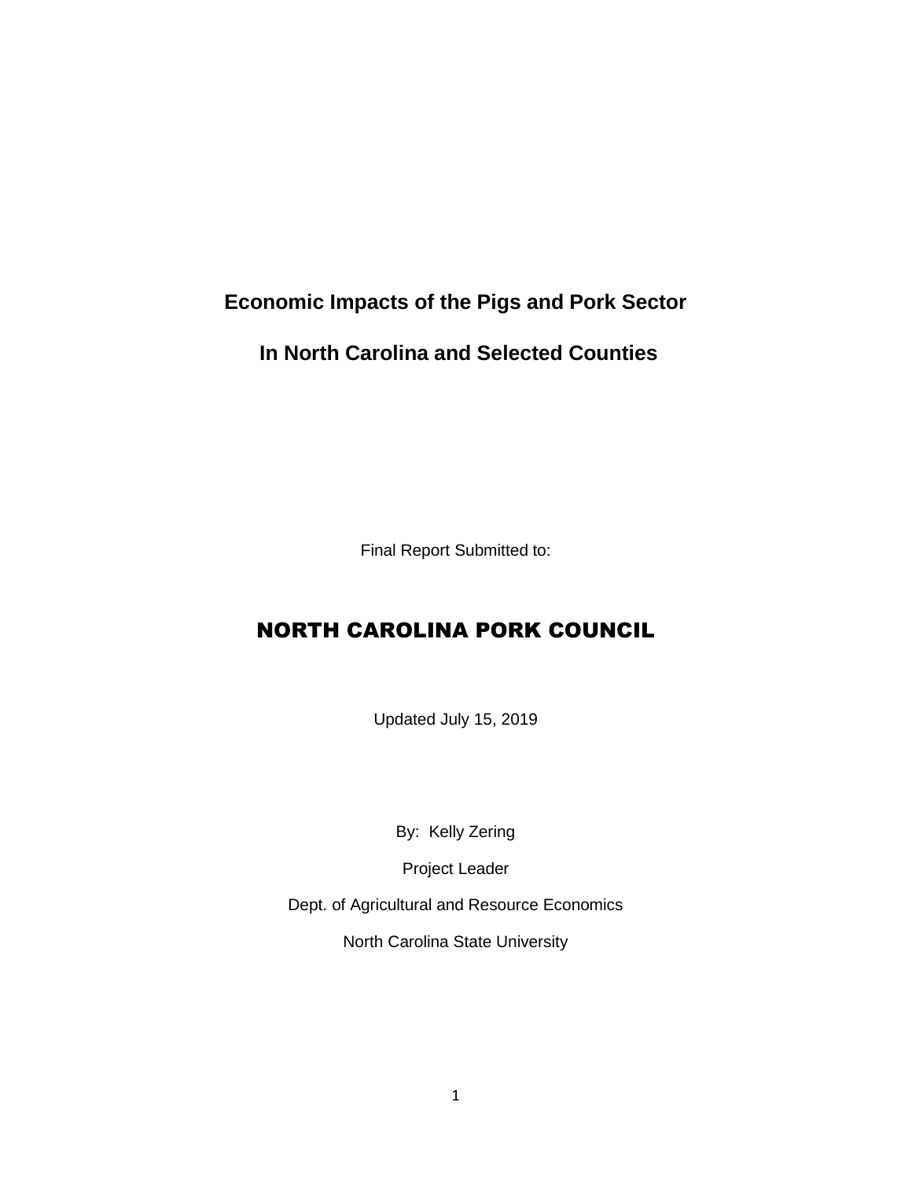# Economic Impacts of the Pigs and Pork Sector

# In North Carolina and Selected Counties

Final Report Submitted to:

## NORTH CAROLINA PORK COUNCIL

Updated July 15, 2019

By: Kelly Zering

Project Leader

Dept. of Agricultural and Resource Economics

North Carolina State University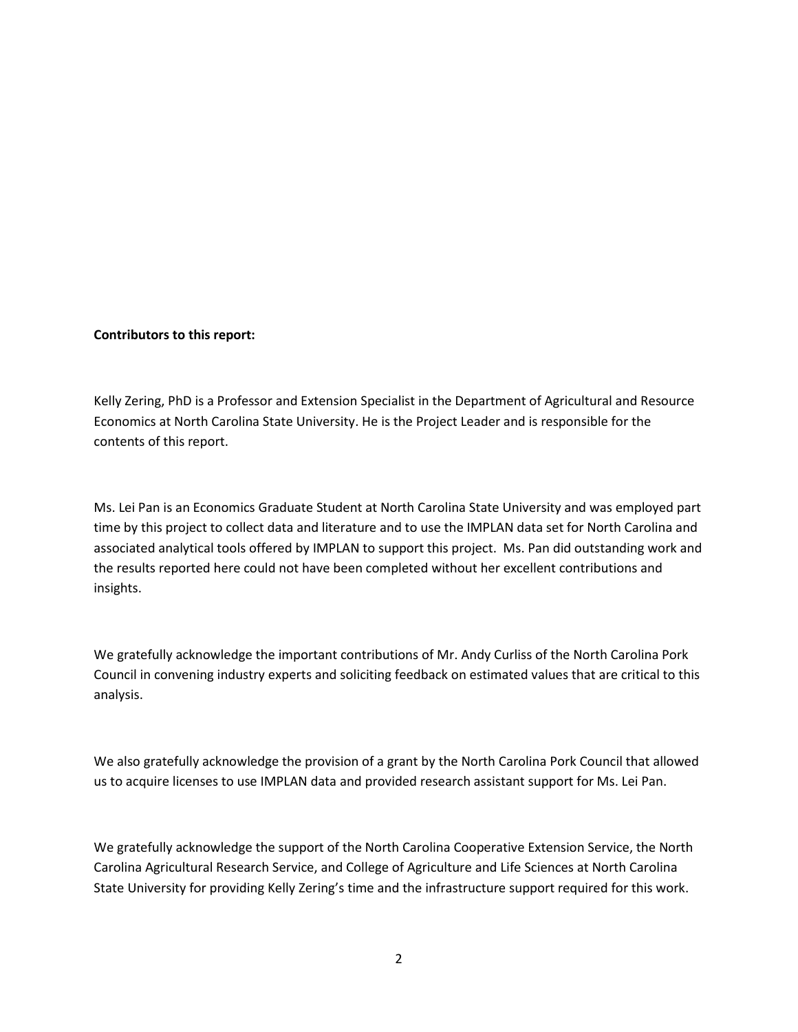**Contributors to this report:**

Kelly Zering, PhD is a Professor and Extension Specialist in the Department of Agricultural and Resource Economics at North Carolina State University. He is the Project Leader and is responsible for the contents of this report.

Ms. Lei Pan is an Economics Graduate Student at North Carolina State University and was employed part time by this project to collect data and literature and to use the IMPLAN data set for North Carolina and associated analytical tools offered by IMPLAN to support this project. Ms. Pan did outstanding work and the results reported here could not have been completed without her excellent contributions and insights.

We gratefully acknowledge the important contributions of Mr. Andy Curliss of the North Carolina Pork Council in convening industry experts and soliciting feedback on estimated values that are critical to this analysis.

We also gratefully acknowledge the provision of a grant by the North Carolina Pork Council that allowed us to acquire licenses to use IMPLAN data and provided research assistant support for Ms. Lei Pan.

We gratefully acknowledge the support of the North Carolina Cooperative Extension Service, the North Carolina Agricultural Research Service, and College of Agriculture and Life Sciences at North Carolina State University for providing Kelly Zering's time and the infrastructure support required for this work.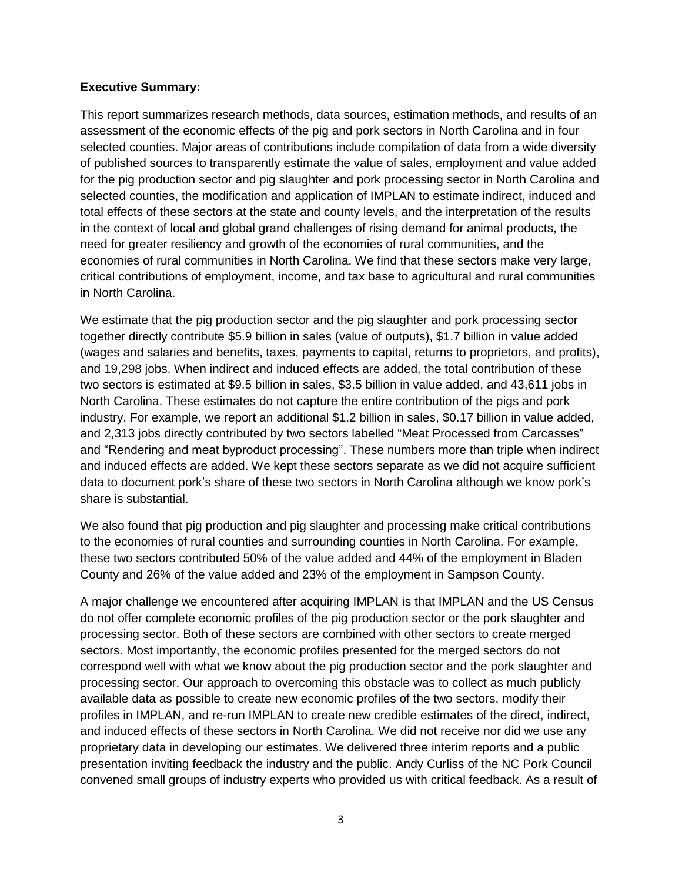**Executive Summary:**

This report summarizes research methods, data sources, estimation methods, and results of an assessment of the economic effects of the pig and pork sectors in North Carolina and in four selected counties. Major areas of contributions include compilation of data from a wide diversity of published sources to transparently estimate the value of sales, employment and value added for the pig production sector and pig slaughter and pork processing sector in North Carolina and selected counties, the modification and application of IMPLAN to estimate indirect, induced and total effects of these sectors at the state and county levels, and the interpretation of the results in the context of local and global grand challenges of rising demand for animal products, the need for greater resiliency and growth of the economies of rural communities, and the economies of rural communities in North Carolina. We find that these sectors make very large, critical contributions of employment, income, and tax base to agricultural and rural communities in North Carolina.

We estimate that the pig production sector and the pig slaughter and pork processing sector together directly contribute $5.9 billion in sales (value of outputs), $1.7 billion in value added (wages and salaries and benefits, taxes, payments to capital, returns to proprietors, and profits), and 19,298 jobs. When indirect and induced effects are added, the total contribution of these two sectors is estimated at $9.5 billion in sales, $3.5 billion in value added, and 43,611 jobs in North Carolina. These estimates do not capture the entire contribution of the pigs and pork industry. For example, we report an additional $1.2 billion in sales, $0.17 billion in value added, and 2,313 jobs directly contributed by two sectors labelled "Meat Processed from Carcasses" and "Rendering and meat byproduct processing". These numbers more than triple when indirect and induced effects are added. We kept these sectors separate as we did not acquire sufficient data to document pork's share of these two sectors in North Carolina although we know pork's share is substantial.

We also found that pig production and pig slaughter and processing make critical contributions to the economies of rural counties and surrounding counties in North Carolina. For example, these two sectors contributed 50% of the value added and 44% of the employment in Bladen County and 26% of the value added and 23% of the employment in Sampson County.

A major challenge we encountered after acquiring IMPLAN is that IMPLAN and the US Census do not offer complete economic profiles of the pig production sector or the pork slaughter and processing sector. Both of these sectors are combined with other sectors to create merged sectors. Most importantly, the economic profiles presented for the merged sectors do not correspond well with what we know about the pig production sector and the pork slaughter and processing sector. Our approach to overcoming this obstacle was to collect as much publicly available data as possible to create new economic profiles of the two sectors, modify their profiles in IMPLAN, and re-run IMPLAN to create new credible estimates of the direct, indirect, and induced effects of these sectors in North Carolina. We did not receive nor did we use any proprietary data in developing our estimates. We delivered three interim reports and a public presentation inviting feedback the industry and the public. Andy Curliss of the NC Pork Council convened small groups of industry experts who provided us with critical feedback. As a result of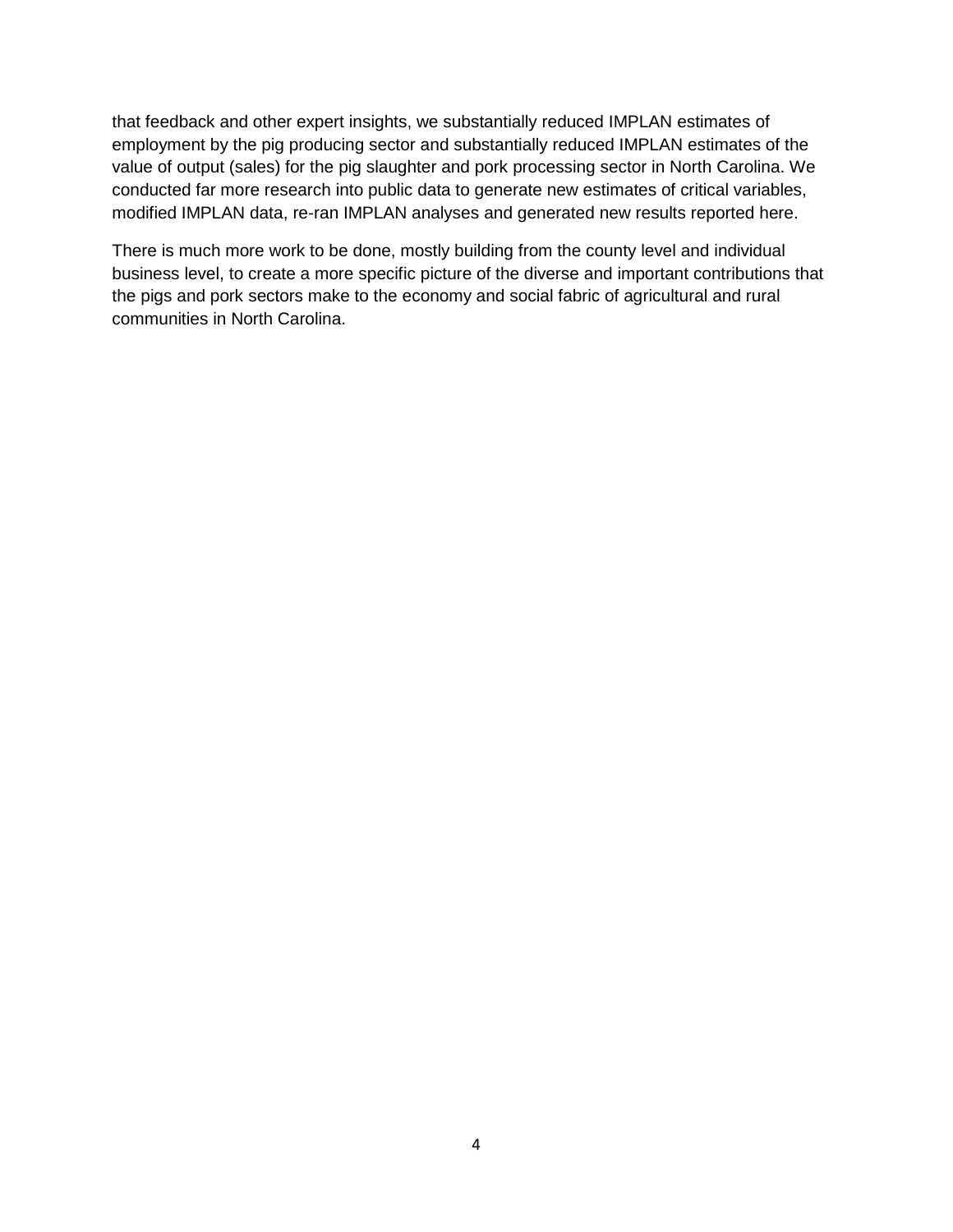that feedback and other expert insights, we substantially reduced IMPLAN estimates of employment by the pig producing sector and substantially reduced IMPLAN estimates of the value of output (sales) for the pig slaughter and pork processing sector in North Carolina. We conducted far more research into public data to generate new estimates of critical variables, modified IMPLAN data, re-ran IMPLAN analyses and generated new results reported here.

There is much more work to be done, mostly building from the county level and individual business level, to create a more specific picture of the diverse and important contributions that the pigs and pork sectors make to the economy and social fabric of agricultural and rural communities in North Carolina.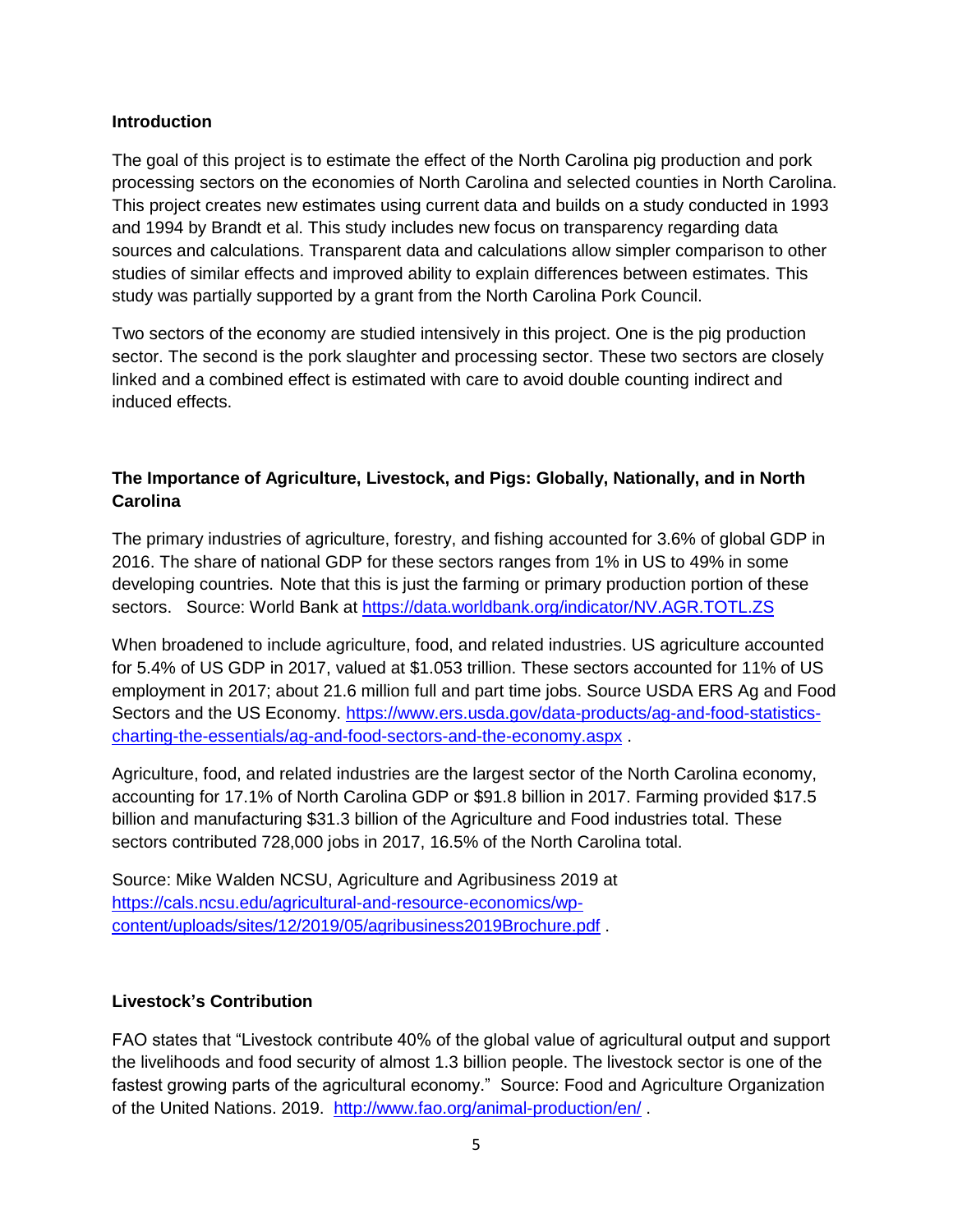## Introduction

The goal of this project is to estimate the effect of the North Carolina pig production and pork processing sectors on the economies of North Carolina and selected counties in North Carolina. This project creates new estimates using current data and builds on a study conducted in 1993 and 1994 by Brandt et al. This study includes new focus on transparency regarding data sources and calculations. Transparent data and calculations allow simpler comparison to other studies of similar effects and improved ability to explain differences between estimates. This study was partially supported by a grant from the North Carolina Pork Council.

Two sectors of the economy are studied intensively in this project. One is the pig production sector. The second is the pork slaughter and processing sector. These two sectors are closely linked and a combined effect is estimated with care to avoid double counting indirect and induced effects.

## The Importance of Agriculture, Livestock, and Pigs: Globally, Nationally, and in North Carolina

The primary industries of agriculture, forestry, and fishing accounted for 3.6% of global GDP in 2016. The share of national GDP for these sectors ranges from 1% in US to 49% in some developing countries. Note that this is just the farming or primary production portion of these sectors. Source: World Bank at https://data.worldbank.org/indicator/NV.AGR.TOTL.ZS

When broadened to include agriculture, food, and related industries. US agriculture accounted for 5.4% of US GDP in 2017, valued at $1.053 trillion. These sectors accounted for 11% of US employment in 2017; about 21.6 million full and part time jobs. Source USDA ERS Ag and Food Sectors and the US Economy. https://www.ers.usda.gov/data-products/ag-and-food-statistics-charting-the-essentials/ag-and-food-sectors-and-the-economy.aspx .

Agriculture, food, and related industries are the largest sector of the North Carolina economy, accounting for 17.1% of North Carolina GDP or $91.8 billion in 2017. Farming provided $17.5 billion and manufacturing $31.3 billion of the Agriculture and Food industries total. These sectors contributed 728,000 jobs in 2017, 16.5% of the North Carolina total.

Source: Mike Walden NCSU, Agriculture and Agribusiness 2019 at https://cals.ncsu.edu/agricultural-and-resource-economics/wp-content/uploads/sites/12/2019/05/agribusiness2019Brochure.pdf .

## Livestock's Contribution

FAO states that "Livestock contribute 40% of the global value of agricultural output and support the livelihoods and food security of almost 1.3 billion people. The livestock sector is one of the fastest growing parts of the agricultural economy." Source: Food and Agriculture Organization of the United Nations. 2019. http://www.fao.org/animal-production/en/ .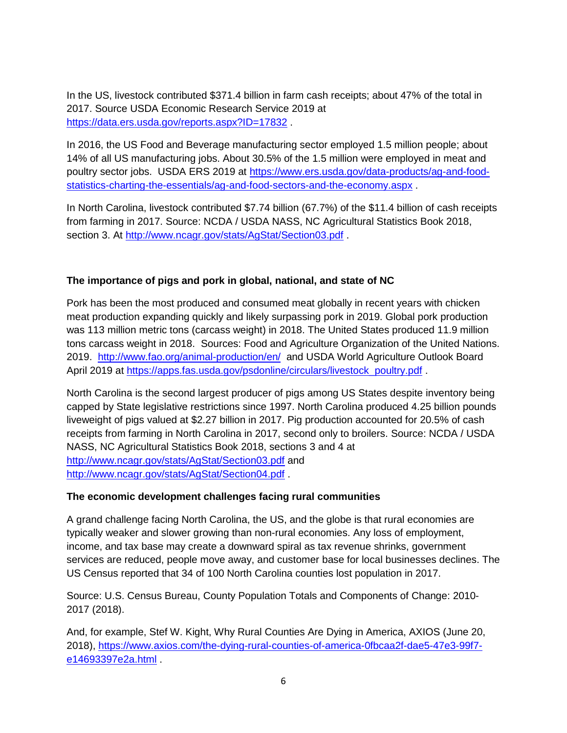In the US, livestock contributed $371.4 billion in farm cash receipts; about 47% of the total in 2017. Source USDA Economic Research Service 2019 at https://data.ers.usda.gov/reports.aspx?ID=17832 .

In 2016, the US Food and Beverage manufacturing sector employed 1.5 million people; about 14% of all US manufacturing jobs. About 30.5% of the 1.5 million were employed in meat and poultry sector jobs. USDA ERS 2019 at https://www.ers.usda.gov/data-products/ag-and-food-statistics-charting-the-essentials/ag-and-food-sectors-and-the-economy.aspx .

In North Carolina, livestock contributed $7.74 billion (67.7%) of the $11.4 billion of cash receipts from farming in 2017. Source: NCDA / USDA NASS, NC Agricultural Statistics Book 2018, section 3. At http://www.ncagr.gov/stats/AgStat/Section03.pdf .

**The importance of pigs and pork in global, national, and state of NC**

Pork has been the most produced and consumed meat globally in recent years with chicken meat production expanding quickly and likely surpassing pork in 2019. Global pork production was 113 million metric tons (carcass weight) in 2018. The United States produced 11.9 million tons carcass weight in 2018. Sources: Food and Agriculture Organization of the United Nations. 2019. http://www.fao.org/animal-production/en/ and USDA World Agriculture Outlook Board April 2019 at https://apps.fas.usda.gov/psdonline/circulars/livestock_poultry.pdf .

North Carolina is the second largest producer of pigs among US States despite inventory being capped by State legislative restrictions since 1997. North Carolina produced 4.25 billion pounds liveweight of pigs valued at $2.27 billion in 2017. Pig production accounted for 20.5% of cash receipts from farming in North Carolina in 2017, second only to broilers. Source: NCDA / USDA NASS, NC Agricultural Statistics Book 2018, sections 3 and 4 at http://www.ncagr.gov/stats/AgStat/Section03.pdf and http://www.ncagr.gov/stats/AgStat/Section04.pdf .

**The economic development challenges facing rural communities**

A grand challenge facing North Carolina, the US, and the globe is that rural economies are typically weaker and slower growing than non-rural economies. Any loss of employment, income, and tax base may create a downward spiral as tax revenue shrinks, government services are reduced, people move away, and customer base for local businesses declines. The US Census reported that 34 of 100 North Carolina counties lost population in 2017.

Source: U.S. Census Bureau, County Population Totals and Components of Change: 2010-2017 (2018).

And, for example, Stef W. Kight, Why Rural Counties Are Dying in America, AXIOS (June 20, 2018), https://www.axios.com/the-dying-rural-counties-of-america-0fbcaa2f-dae5-47e3-99f7-e14693397e2a.html .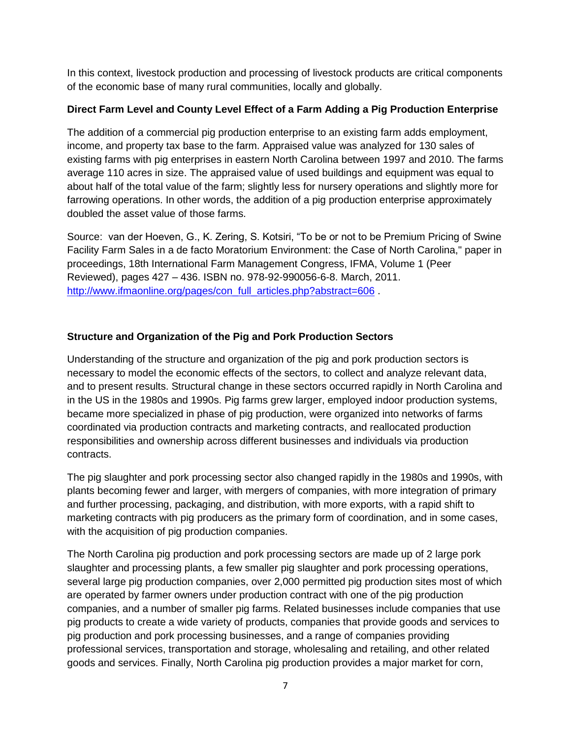In this context, livestock production and processing of livestock products are critical components of the economic base of many rural communities, locally and globally.

**Direct Farm Level and County Level Effect of a Farm Adding a Pig Production Enterprise**

The addition of a commercial pig production enterprise to an existing farm adds employment, income, and property tax base to the farm. Appraised value was analyzed for 130 sales of existing farms with pig enterprises in eastern North Carolina between 1997 and 2010. The farms average 110 acres in size. The appraised value of used buildings and equipment was equal to about half of the total value of the farm; slightly less for nursery operations and slightly more for farrowing operations. In other words, the addition of a pig production enterprise approximately doubled the asset value of those farms.

Source: van der Hoeven, G., K. Zering, S. Kotsiri, "To be or not to be Premium Pricing of Swine Facility Farm Sales in a de facto Moratorium Environment: the Case of North Carolina," paper in proceedings, 18th International Farm Management Congress, IFMA, Volume 1 (Peer Reviewed), pages 427 – 436. ISBN no. 978-92-990056-6-8. March, 2011. http://www.ifmaonline.org/pages/con_full_articles.php?abstract=606 .

**Structure and Organization of the Pig and Pork Production Sectors**

Understanding of the structure and organization of the pig and pork production sectors is necessary to model the economic effects of the sectors, to collect and analyze relevant data, and to present results. Structural change in these sectors occurred rapidly in North Carolina and in the US in the 1980s and 1990s. Pig farms grew larger, employed indoor production systems, became more specialized in phase of pig production, were organized into networks of farms coordinated via production contracts and marketing contracts, and reallocated production responsibilities and ownership across different businesses and individuals via production contracts.

The pig slaughter and pork processing sector also changed rapidly in the 1980s and 1990s, with plants becoming fewer and larger, with mergers of companies, with more integration of primary and further processing, packaging, and distribution, with more exports, with a rapid shift to marketing contracts with pig producers as the primary form of coordination, and in some cases, with the acquisition of pig production companies.

The North Carolina pig production and pork processing sectors are made up of 2 large pork slaughter and processing plants, a few smaller pig slaughter and pork processing operations, several large pig production companies, over 2,000 permitted pig production sites most of which are operated by farmer owners under production contract with one of the pig production companies, and a number of smaller pig farms. Related businesses include companies that use pig products to create a wide variety of products, companies that provide goods and services to pig production and pork processing businesses, and a range of companies providing professional services, transportation and storage, wholesaling and retailing, and other related goods and services. Finally, North Carolina pig production provides a major market for corn,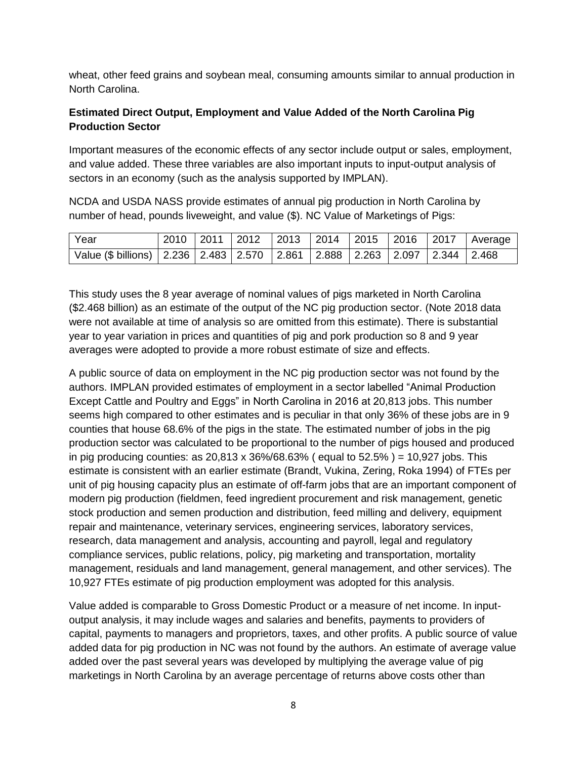wheat, other feed grains and soybean meal, consuming amounts similar to annual production in North Carolina.

**Estimated Direct Output, Employment and Value Added of the North Carolina Pig Production Sector**

Important measures of the economic effects of any sector include output or sales, employment, and value added. These three variables are also important inputs to input-output analysis of sectors in an economy (such as the analysis supported by IMPLAN).

NCDA and USDA NASS provide estimates of annual pig production in North Carolina by number of head, pounds liveweight, and value ($). NC Value of Marketings of Pigs:

| Year | 2010 | 2011 | 2012 | 2013 | 2014 | 2015 | 2016 | 2017 | Average |
|---|---|---|---|---|---|---|---|---|---|
| Value ($ billions) | 2.236 | 2.483 | 2.570 | 2.861 | 2.888 | 2.263 | 2.097 | 2.344 | 2.468 |

This study uses the 8 year average of nominal values of pigs marketed in North Carolina ($2.468 billion) as an estimate of the output of the NC pig production sector. (Note 2018 data were not available at time of analysis so are omitted from this estimate). There is substantial year to year variation in prices and quantities of pig and pork production so 8 and 9 year averages were adopted to provide a more robust estimate of size and effects.

A public source of data on employment in the NC pig production sector was not found by the authors. IMPLAN provided estimates of employment in a sector labelled "Animal Production Except Cattle and Poultry and Eggs" in North Carolina in 2016 at 20,813 jobs. This number seems high compared to other estimates and is peculiar in that only 36% of these jobs are in 9 counties that house 68.6% of the pigs in the state. The estimated number of jobs in the pig production sector was calculated to be proportional to the number of pigs housed and produced in pig producing counties: as 20,813 x 36%/68.63% ( equal to 52.5% ) = 10,927 jobs. This estimate is consistent with an earlier estimate (Brandt, Vukina, Zering, Roka 1994) of FTEs per unit of pig housing capacity plus an estimate of off-farm jobs that are an important component of modern pig production (fieldmen, feed ingredient procurement and risk management, genetic stock production and semen production and distribution, feed milling and delivery, equipment repair and maintenance, veterinary services, engineering services, laboratory services, research, data management and analysis, accounting and payroll, legal and regulatory compliance services, public relations, policy, pig marketing and transportation, mortality management, residuals and land management, general management, and other services). The 10,927 FTEs estimate of pig production employment was adopted for this analysis.

Value added is comparable to Gross Domestic Product or a measure of net income. In input-output analysis, it may include wages and salaries and benefits, payments to providers of capital, payments to managers and proprietors, taxes, and other profits. A public source of value added data for pig production in NC was not found by the authors. An estimate of average value added over the past several years was developed by multiplying the average value of pig marketings in North Carolina by an average percentage of returns above costs other than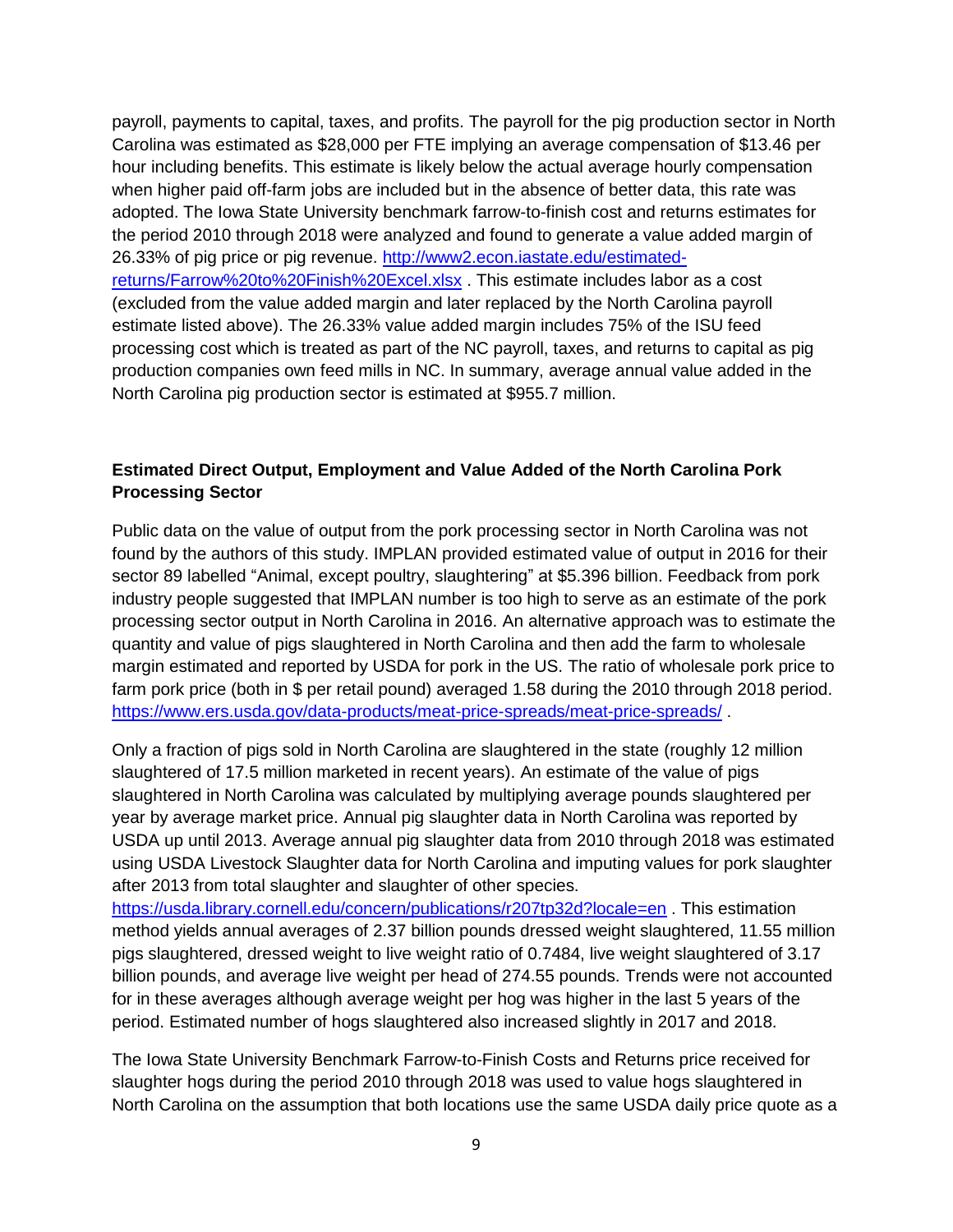payroll, payments to capital, taxes, and profits. The payroll for the pig production sector in North Carolina was estimated as $28,000 per FTE implying an average compensation of $13.46 per hour including benefits. This estimate is likely below the actual average hourly compensation when higher paid off-farm jobs are included but in the absence of better data, this rate was adopted. The Iowa State University benchmark farrow-to-finish cost and returns estimates for the period 2010 through 2018 were analyzed and found to generate a value added margin of 26.33% of pig price or pig revenue. http://www2.econ.iastate.edu/estimated-returns/Farrow%20to%20Finish%20Excel.xlsx . This estimate includes labor as a cost (excluded from the value added margin and later replaced by the North Carolina payroll estimate listed above). The 26.33% value added margin includes 75% of the ISU feed processing cost which is treated as part of the NC payroll, taxes, and returns to capital as pig production companies own feed mills in NC. In summary, average annual value added in the North Carolina pig production sector is estimated at $955.7 million.

**Estimated Direct Output, Employment and Value Added of the North Carolina Pork Processing Sector**

Public data on the value of output from the pork processing sector in North Carolina was not found by the authors of this study. IMPLAN provided estimated value of output in 2016 for their sector 89 labelled "Animal, except poultry, slaughtering" at $5.396 billion. Feedback from pork industry people suggested that IMPLAN number is too high to serve as an estimate of the pork processing sector output in North Carolina in 2016. An alternative approach was to estimate the quantity and value of pigs slaughtered in North Carolina and then add the farm to wholesale margin estimated and reported by USDA for pork in the US. The ratio of wholesale pork price to farm pork price (both in $ per retail pound) averaged 1.58 during the 2010 through 2018 period. https://www.ers.usda.gov/data-products/meat-price-spreads/meat-price-spreads/ .

Only a fraction of pigs sold in North Carolina are slaughtered in the state (roughly 12 million slaughtered of 17.5 million marketed in recent years). An estimate of the value of pigs slaughtered in North Carolina was calculated by multiplying average pounds slaughtered per year by average market price. Annual pig slaughter data in North Carolina was reported by USDA up until 2013. Average annual pig slaughter data from 2010 through 2018 was estimated using USDA Livestock Slaughter data for North Carolina and imputing values for pork slaughter after 2013 from total slaughter and slaughter of other species. https://usda.library.cornell.edu/concern/publications/r207tp32d?locale=en . This estimation method yields annual averages of 2.37 billion pounds dressed weight slaughtered, 11.55 million pigs slaughtered, dressed weight to live weight ratio of 0.7484, live weight slaughtered of 3.17 billion pounds, and average live weight per head of 274.55 pounds. Trends were not accounted for in these averages although average weight per hog was higher in the last 5 years of the period. Estimated number of hogs slaughtered also increased slightly in 2017 and 2018.

The Iowa State University Benchmark Farrow-to-Finish Costs and Returns price received for slaughter hogs during the period 2010 through 2018 was used to value hogs slaughtered in North Carolina on the assumption that both locations use the same USDA daily price quote as a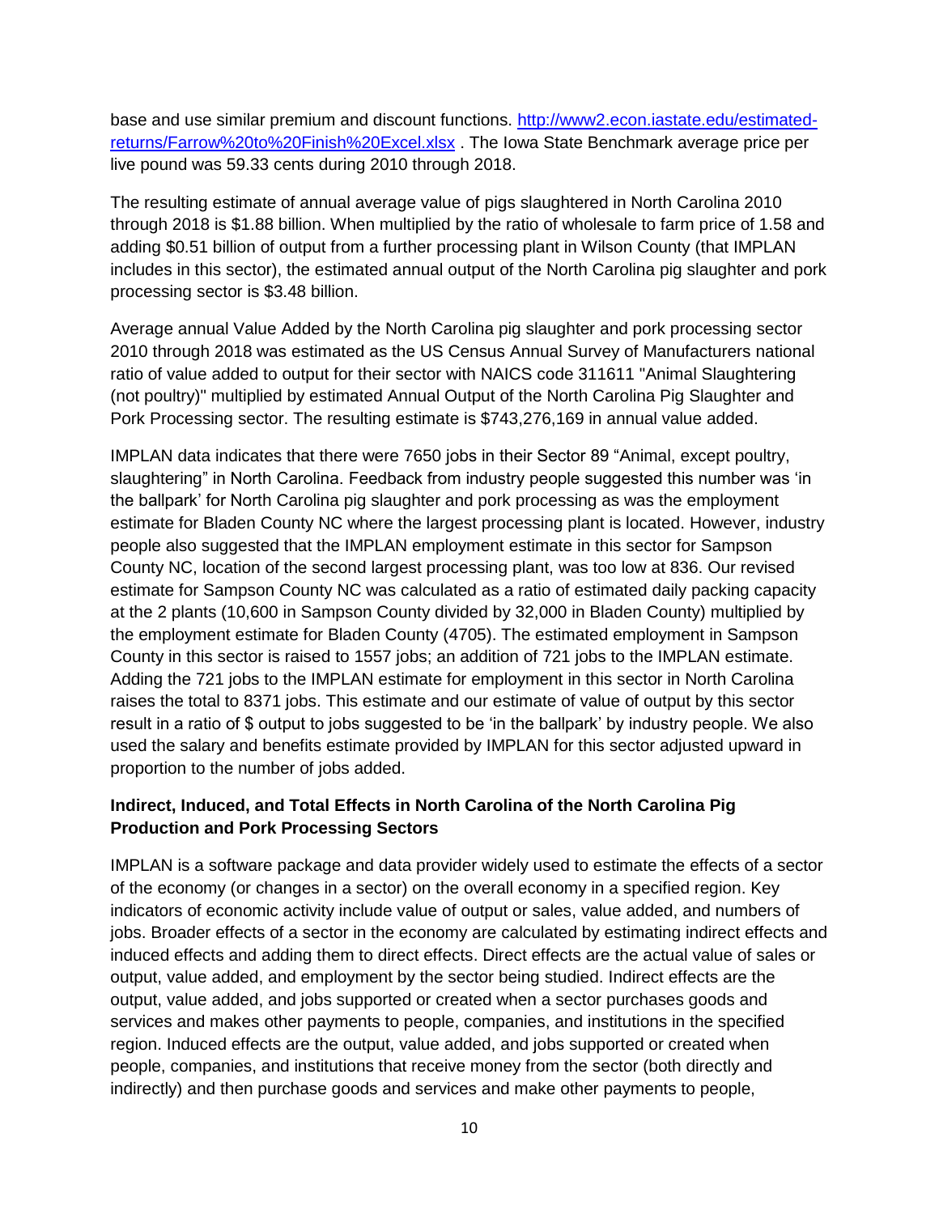base and use similar premium and discount functions. [http://www2.econ.iastate.edu/estimated-returns/Farrow%20to%20Finish%20Excel.xlsx](http://www2.econ.iastate.edu/estimated-returns/Farrow%20to%20Finish%20Excel.xlsx) . The Iowa State Benchmark average price per live pound was 59.33 cents during 2010 through 2018.

The resulting estimate of annual average value of pigs slaughtered in North Carolina 2010 through 2018 is $1.88 billion. When multiplied by the ratio of wholesale to farm price of 1.58 and adding $0.51 billion of output from a further processing plant in Wilson County (that IMPLAN includes in this sector), the estimated annual output of the North Carolina pig slaughter and pork processing sector is $3.48 billion.

Average annual Value Added by the North Carolina pig slaughter and pork processing sector 2010 through 2018 was estimated as the US Census Annual Survey of Manufacturers national ratio of value added to output for their sector with NAICS code 311611 "Animal Slaughtering (not poultry)" multiplied by estimated Annual Output of the North Carolina Pig Slaughter and Pork Processing sector. The resulting estimate is $743,276,169 in annual value added.

IMPLAN data indicates that there were 7650 jobs in their Sector 89 “Animal, except poultry, slaughtering” in North Carolina. Feedback from industry people suggested this number was ‘in the ballpark’ for North Carolina pig slaughter and pork processing as was the employment estimate for Bladen County NC where the largest processing plant is located. However, industry people also suggested that the IMPLAN employment estimate in this sector for Sampson County NC, location of the second largest processing plant, was too low at 836. Our revised estimate for Sampson County NC was calculated as a ratio of estimated daily packing capacity at the 2 plants (10,600 in Sampson County divided by 32,000 in Bladen County) multiplied by the employment estimate for Bladen County (4705). The estimated employment in Sampson County in this sector is raised to 1557 jobs; an addition of 721 jobs to the IMPLAN estimate. Adding the 721 jobs to the IMPLAN estimate for employment in this sector in North Carolina raises the total to 8371 jobs. This estimate and our estimate of value of output by this sector result in a ratio of $ output to jobs suggested to be ‘in the ballpark’ by industry people. We also used the salary and benefits estimate provided by IMPLAN for this sector adjusted upward in proportion to the number of jobs added.

### Indirect, Induced, and Total Effects in North Carolina of the North Carolina Pig Production and Pork Processing Sectors

IMPLAN is a software package and data provider widely used to estimate the effects of a sector of the economy (or changes in a sector) on the overall economy in a specified region. Key indicators of economic activity include value of output or sales, value added, and numbers of jobs. Broader effects of a sector in the economy are calculated by estimating indirect effects and induced effects and adding them to direct effects. Direct effects are the actual value of sales or output, value added, and employment by the sector being studied. Indirect effects are the output, value added, and jobs supported or created when a sector purchases goods and services and makes other payments to people, companies, and institutions in the specified region. Induced effects are the output, value added, and jobs supported or created when people, companies, and institutions that receive money from the sector (both directly and indirectly) and then purchase goods and services and make other payments to people,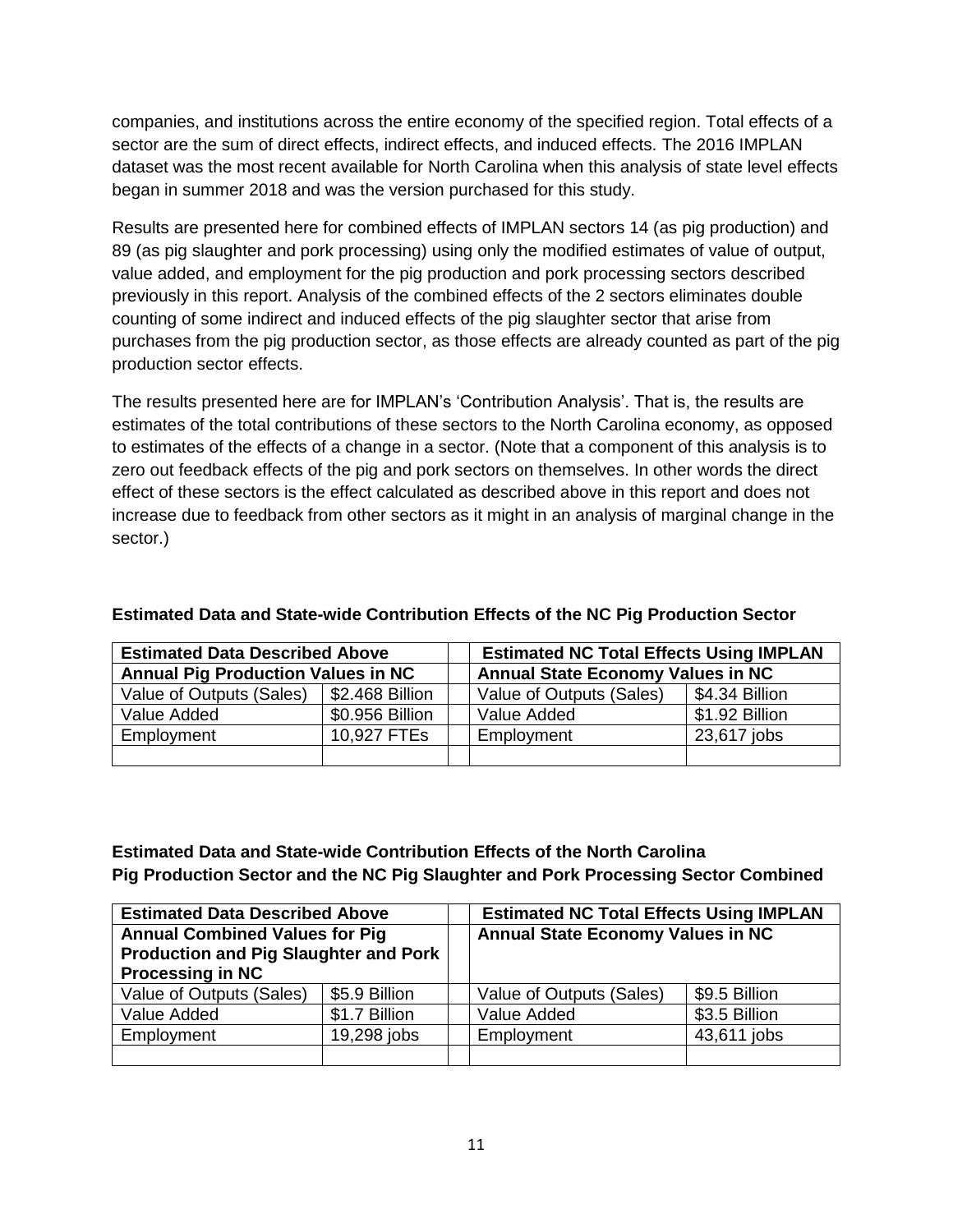companies, and institutions across the entire economy of the specified region. Total effects of a sector are the sum of direct effects, indirect effects, and induced effects. The 2016 IMPLAN dataset was the most recent available for North Carolina when this analysis of state level effects began in summer 2018 and was the version purchased for this study.

Results are presented here for combined effects of IMPLAN sectors 14 (as pig production) and 89 (as pig slaughter and pork processing) using only the modified estimates of value of output, value added, and employment for the pig production and pork processing sectors described previously in this report. Analysis of the combined effects of the 2 sectors eliminates double counting of some indirect and induced effects of the pig slaughter sector that arise from purchases from the pig production sector, as those effects are already counted as part of the pig production sector effects.

The results presented here are for IMPLAN's 'Contribution Analysis'. That is, the results are estimates of the total contributions of these sectors to the North Carolina economy, as opposed to estimates of the effects of a change in a sector. (Note that a component of this analysis is to zero out feedback effects of the pig and pork sectors on themselves. In other words the direct effect of these sectors is the effect calculated as described above in this report and does not increase due to feedback from other sectors as it might in an analysis of marginal change in the sector.)

**Estimated Data and State-wide Contribution Effects of the NC Pig Production Sector**

| **Estimated Data Described Above** | | | **Estimated NC Total Effects Using IMPLAN** | |
|---|---|---|---|---|
| **Annual Pig Production Values in NC** | | | **Annual State Economy Values in NC** | |
| Value of Outputs (Sales) | $2.468 Billion | | Value of Outputs (Sales) | $4.34 Billion |
| Value Added | $0.956 Billion | | Value Added | $1.92 Billion |
| Employment | 10,927 FTEs | | Employment | 23,617 jobs |
| | | | | |

**Estimated Data and State-wide Contribution Effects of the North Carolina Pig Production Sector and the NC Pig Slaughter and Pork Processing Sector Combined**

| **Estimated Data Described Above** | | | **Estimated NC Total Effects Using IMPLAN** | |
|---|---|---|---|---|
| **Annual Combined Values for Pig Production and Pig Slaughter and Pork Processing in NC** | | | **Annual State Economy Values in NC** | |
| Value of Outputs (Sales) | $5.9 Billion | | Value of Outputs (Sales) | $9.5 Billion |
| Value Added | $1.7 Billion | | Value Added | $3.5 Billion |
| Employment | 19,298 jobs | | Employment | 43,611 jobs |
| | | | | |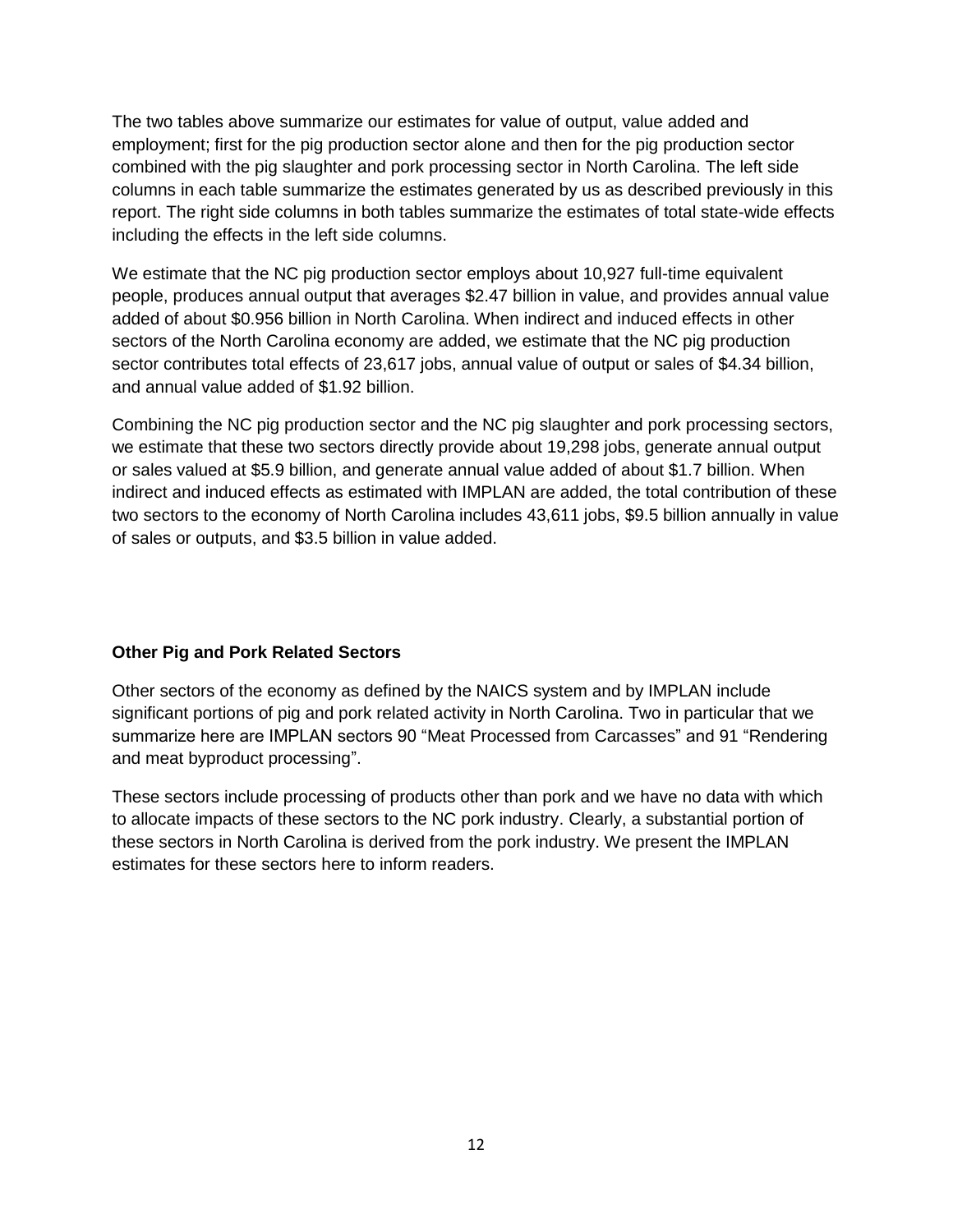The two tables above summarize our estimates for value of output, value added and employment; first for the pig production sector alone and then for the pig production sector combined with the pig slaughter and pork processing sector in North Carolina. The left side columns in each table summarize the estimates generated by us as described previously in this report. The right side columns in both tables summarize the estimates of total state-wide effects including the effects in the left side columns.

We estimate that the NC pig production sector employs about 10,927 full-time equivalent people, produces annual output that averages $2.47 billion in value, and provides annual value added of about $0.956 billion in North Carolina. When indirect and induced effects in other sectors of the North Carolina economy are added, we estimate that the NC pig production sector contributes total effects of 23,617 jobs, annual value of output or sales of $4.34 billion, and annual value added of $1.92 billion.

Combining the NC pig production sector and the NC pig slaughter and pork processing sectors, we estimate that these two sectors directly provide about 19,298 jobs, generate annual output or sales valued at $5.9 billion, and generate annual value added of about $1.7 billion. When indirect and induced effects as estimated with IMPLAN are added, the total contribution of these two sectors to the economy of North Carolina includes 43,611 jobs, $9.5 billion annually in value of sales or outputs, and $3.5 billion in value added.

**Other Pig and Pork Related Sectors**

Other sectors of the economy as defined by the NAICS system and by IMPLAN include significant portions of pig and pork related activity in North Carolina. Two in particular that we summarize here are IMPLAN sectors 90 "Meat Processed from Carcasses" and 91 "Rendering and meat byproduct processing".

These sectors include processing of products other than pork and we have no data with which to allocate impacts of these sectors to the NC pork industry. Clearly, a substantial portion of these sectors in North Carolina is derived from the pork industry. We present the IMPLAN estimates for these sectors here to inform readers.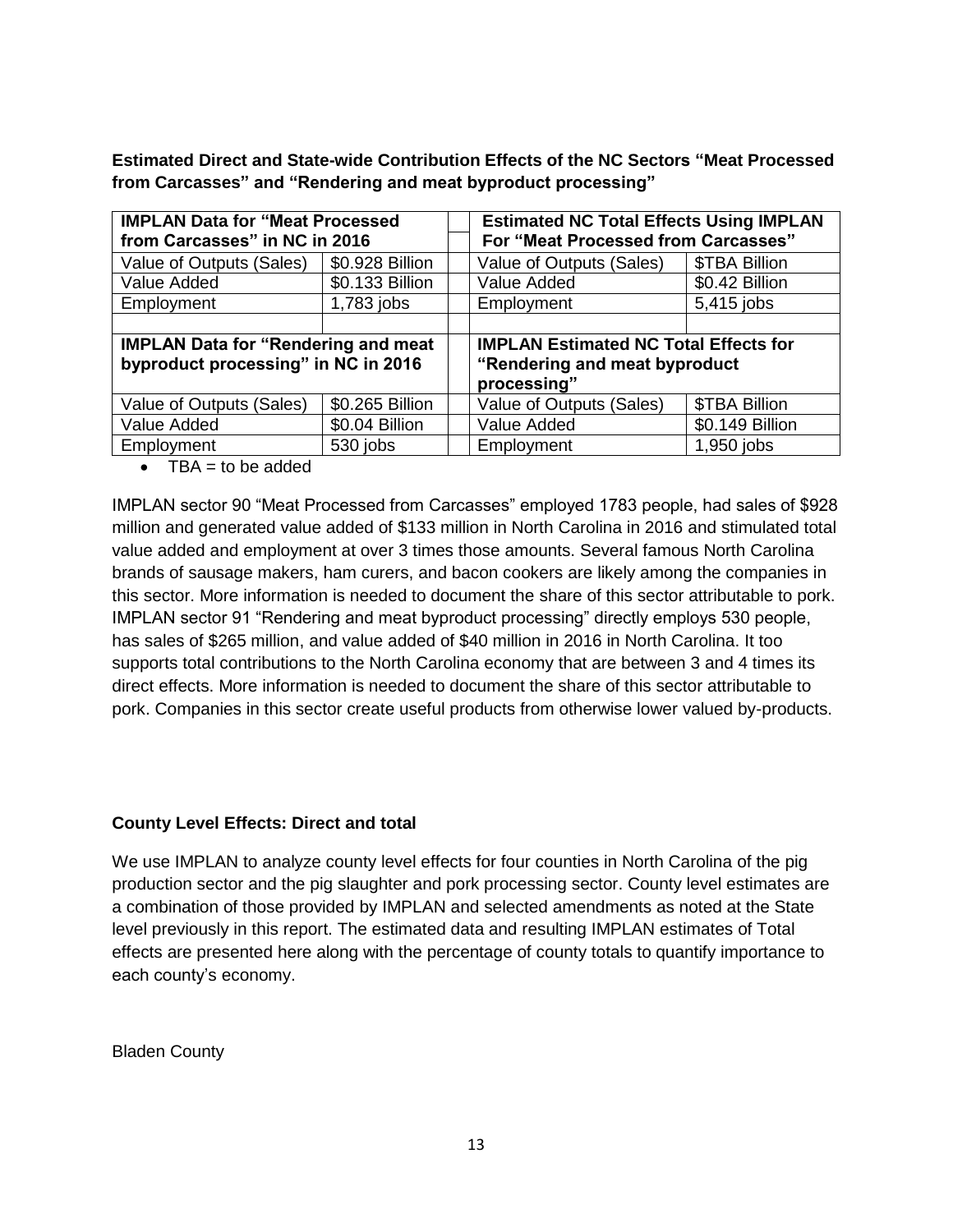**Estimated Direct and State-wide Contribution Effects of the NC Sectors “Meat Processed from Carcasses” and “Rendering and meat byproduct processing”**

| **IMPLAN Data for “Meat Processed from Carcasses” in NC in 2016** | | | **Estimated NC Total Effects Using IMPLAN For “Meat Processed from Carcasses”** | |
|---|---|---|---|---|
| Value of Outputs (Sales) | $0.928 Billion | | Value of Outputs (Sales) | $TBA Billion |
| Value Added | $0.133 Billion | | Value Added | $0.42 Billion |
| Employment | 1,783 jobs | | Employment | 5,415 jobs |
| | | | | |
| **IMPLAN Data for “Rendering and meat byproduct processing” in NC in 2016** | | | **IMPLAN Estimated NC Total Effects for “Rendering and meat byproduct processing”** | |
| Value of Outputs (Sales) | $0.265 Billion | | Value of Outputs (Sales) | $TBA Billion |
| Value Added | $0.04 Billion | | Value Added | $0.149 Billion |
| Employment | 530 jobs | | Employment | 1,950 jobs |

- TBA = to be added

IMPLAN sector 90 “Meat Processed from Carcasses” employed 1783 people, had sales of $928 million and generated value added of $133 million in North Carolina in 2016 and stimulated total value added and employment at over 3 times those amounts. Several famous North Carolina brands of sausage makers, ham curers, and bacon cookers are likely among the companies in this sector. More information is needed to document the share of this sector attributable to pork. IMPLAN sector 91 “Rendering and meat byproduct processing” directly employs 530 people, has sales of $265 million, and value added of $40 million in 2016 in North Carolina. It too supports total contributions to the North Carolina economy that are between 3 and 4 times its direct effects. More information is needed to document the share of this sector attributable to pork. Companies in this sector create useful products from otherwise lower valued by-products.

**County Level Effects: Direct and total**

We use IMPLAN to analyze county level effects for four counties in North Carolina of the pig production sector and the pig slaughter and pork processing sector. County level estimates are a combination of those provided by IMPLAN and selected amendments as noted at the State level previously in this report. The estimated data and resulting IMPLAN estimates of Total effects are presented here along with the percentage of county totals to quantify importance to each county’s economy.

Bladen County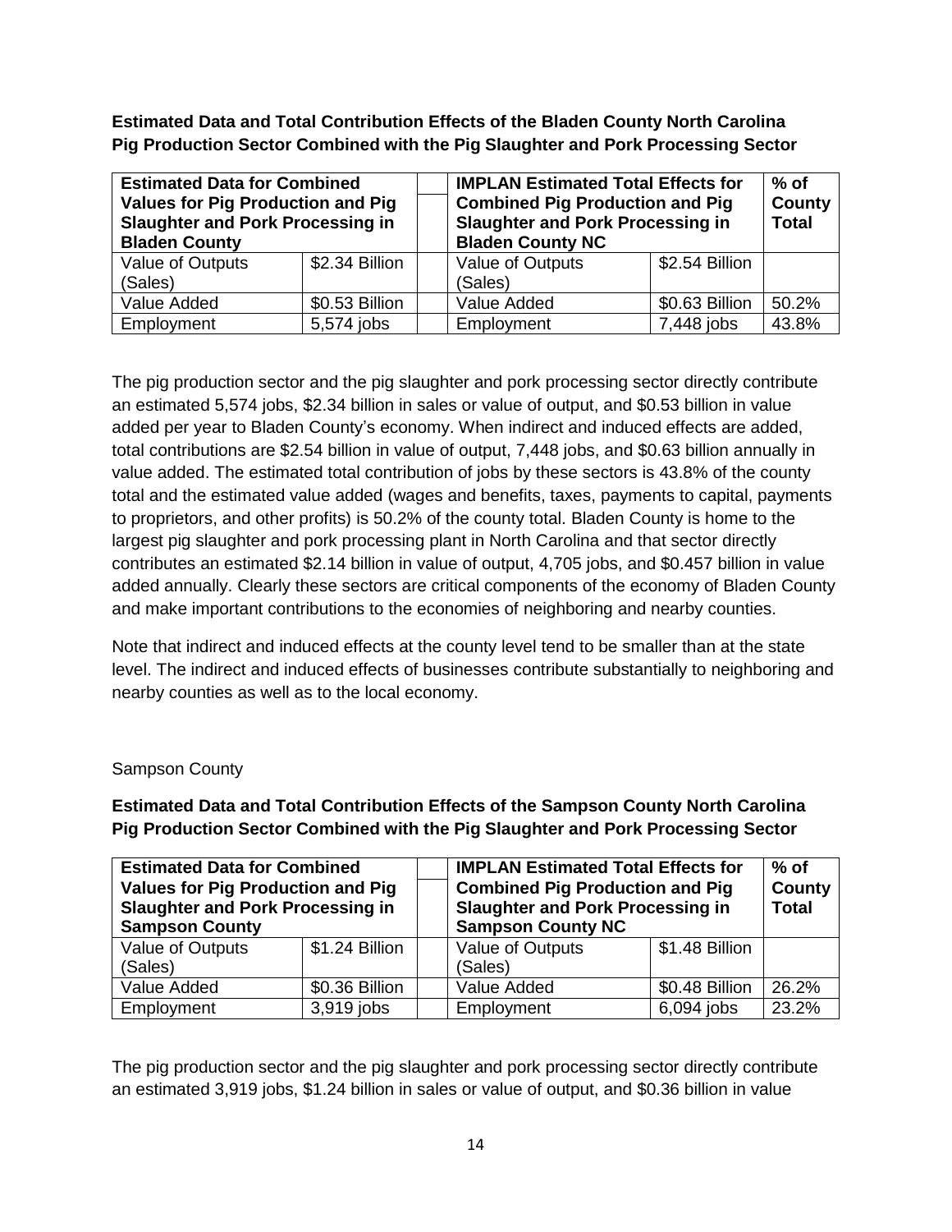**Estimated Data and Total Contribution Effects of the Bladen County North Carolina Pig Production Sector Combined with the Pig Slaughter and Pork Processing Sector**

| Estimated Data for Combined Values for Pig Production and Pig Slaughter and Pork Processing in Bladen County | | | IMPLAN Estimated Total Effects for Combined Pig Production and Pig Slaughter and Pork Processing in Bladen County NC | | % of County Total |
|---|---|---|---|---|---|
| Value of Outputs (Sales) | \$2.34 Billion | | Value of Outputs (Sales) | \$2.54 Billion | |
| Value Added | \$0.53 Billion | | Value Added | \$0.63 Billion | 50.2% |
| Employment | 5,574 jobs | | Employment | 7,448 jobs | 43.8% |

The pig production sector and the pig slaughter and pork processing sector directly contribute an estimated 5,574 jobs, \$2.34 billion in sales or value of output, and \$0.53 billion in value added per year to Bladen County's economy. When indirect and induced effects are added, total contributions are \$2.54 billion in value of output, 7,448 jobs, and \$0.63 billion annually in value added. The estimated total contribution of jobs by these sectors is 43.8% of the county total and the estimated value added (wages and benefits, taxes, payments to capital, payments to proprietors, and other profits) is 50.2% of the county total. Bladen County is home to the largest pig slaughter and pork processing plant in North Carolina and that sector directly contributes an estimated \$2.14 billion in value of output, 4,705 jobs, and \$0.457 billion in value added annually. Clearly these sectors are critical components of the economy of Bladen County and make important contributions to the economies of neighboring and nearby counties.

Note that indirect and induced effects at the county level tend to be smaller than at the state level. The indirect and induced effects of businesses contribute substantially to neighboring and nearby counties as well as to the local economy.

Sampson County

**Estimated Data and Total Contribution Effects of the Sampson County North Carolina Pig Production Sector Combined with the Pig Slaughter and Pork Processing Sector**

| Estimated Data for Combined Values for Pig Production and Pig Slaughter and Pork Processing in Sampson County | | | IMPLAN Estimated Total Effects for Combined Pig Production and Pig Slaughter and Pork Processing in Sampson County NC | | % of County Total |
|---|---|---|---|---|---|
| Value of Outputs (Sales) | \$1.24 Billion | | Value of Outputs (Sales) | \$1.48 Billion | |
| Value Added | \$0.36 Billion | | Value Added | \$0.48 Billion | 26.2% |
| Employment | 3,919 jobs | | Employment | 6,094 jobs | 23.2% |

The pig production sector and the pig slaughter and pork processing sector directly contribute an estimated 3,919 jobs, \$1.24 billion in sales or value of output, and \$0.36 billion in value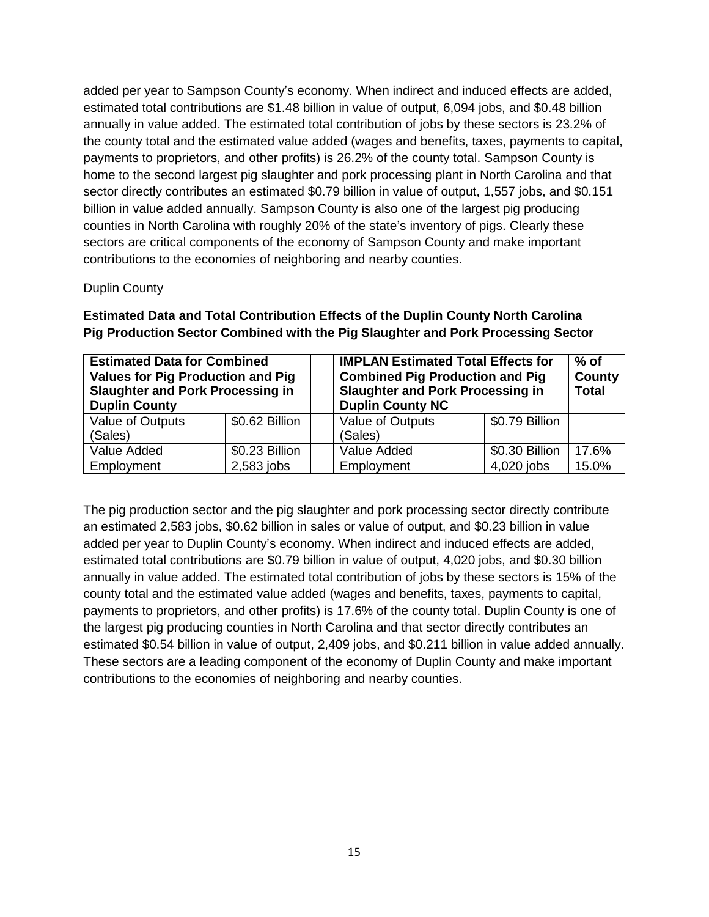added per year to Sampson County's economy. When indirect and induced effects are added, estimated total contributions are $1.48 billion in value of output, 6,094 jobs, and $0.48 billion annually in value added. The estimated total contribution of jobs by these sectors is 23.2% of the county total and the estimated value added (wages and benefits, taxes, payments to capital, payments to proprietors, and other profits) is 26.2% of the county total. Sampson County is home to the second largest pig slaughter and pork processing plant in North Carolina and that sector directly contributes an estimated $0.79 billion in value of output, 1,557 jobs, and $0.151 billion in value added annually. Sampson County is also one of the largest pig producing counties in North Carolina with roughly 20% of the state's inventory of pigs. Clearly these sectors are critical components of the economy of Sampson County and make important contributions to the economies of neighboring and nearby counties.

Duplin County

**Estimated Data and Total Contribution Effects of the Duplin County North Carolina Pig Production Sector Combined with the Pig Slaughter and Pork Processing Sector**

| **Estimated Data for Combined Values for Pig Production and Pig Slaughter and Pork Processing in Duplin County** | | | **IMPLAN Estimated Total Effects for Combined Pig Production and Pig Slaughter and Pork Processing in Duplin County NC** | | **% of County Total** |
|---|---|---|---|---|---|
| Value of Outputs (Sales) | $0.62 Billion | | Value of Outputs (Sales) | $0.79 Billion | |
| Value Added | $0.23 Billion | | Value Added | $0.30 Billion | 17.6% |
| Employment | 2,583 jobs | | Employment | 4,020 jobs | 15.0% |

The pig production sector and the pig slaughter and pork processing sector directly contribute an estimated 2,583 jobs, $0.62 billion in sales or value of output, and $0.23 billion in value added per year to Duplin County's economy. When indirect and induced effects are added, estimated total contributions are $0.79 billion in value of output, 4,020 jobs, and $0.30 billion annually in value added. The estimated total contribution of jobs by these sectors is 15% of the county total and the estimated value added (wages and benefits, taxes, payments to capital, payments to proprietors, and other profits) is 17.6% of the county total. Duplin County is one of the largest pig producing counties in North Carolina and that sector directly contributes an estimated $0.54 billion in value of output, 2,409 jobs, and $0.211 billion in value added annually. These sectors are a leading component of the economy of Duplin County and make important contributions to the economies of neighboring and nearby counties.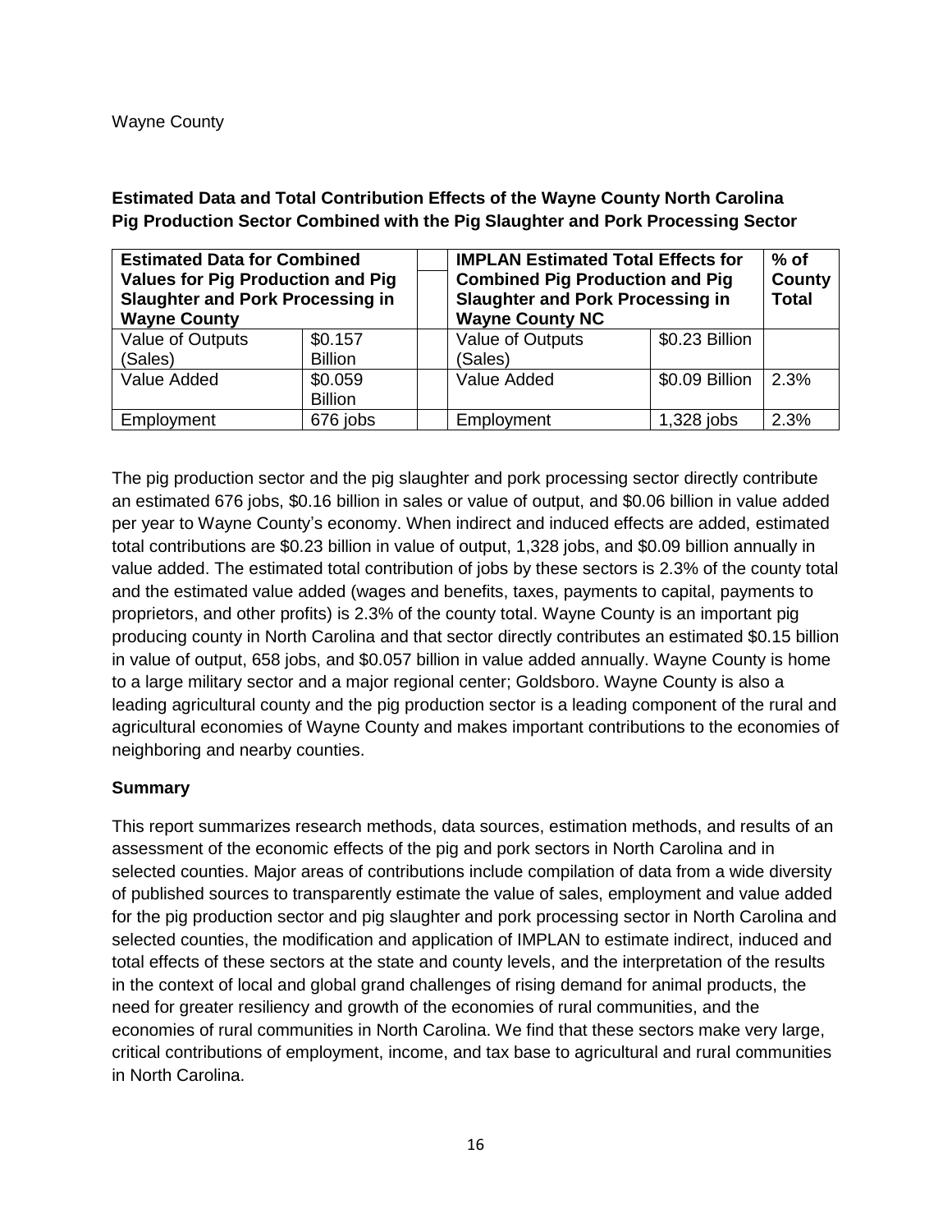Wayne County

**Estimated Data and Total Contribution Effects of the Wayne County North Carolina Pig Production Sector Combined with the Pig Slaughter and Pork Processing Sector**

| **Estimated Data for Combined Values for Pig Production and Pig Slaughter and Pork Processing in Wayne County** | | | **IMPLAN Estimated Total Effects for Combined Pig Production and Pig Slaughter and Pork Processing in Wayne County NC** | | **% of County Total** |
|---|---|---|---|---|---|
| Value of Outputs (Sales) | $0.157 Billion | | Value of Outputs (Sales) | $0.23 Billion | |
| Value Added | $0.059 Billion | | Value Added | $0.09 Billion | 2.3% |
| Employment | 676 jobs | | Employment | 1,328 jobs | 2.3% |

The pig production sector and the pig slaughter and pork processing sector directly contribute an estimated 676 jobs, $0.16 billion in sales or value of output, and $0.06 billion in value added per year to Wayne County's economy. When indirect and induced effects are added, estimated total contributions are $0.23 billion in value of output, 1,328 jobs, and $0.09 billion annually in value added. The estimated total contribution of jobs by these sectors is 2.3% of the county total and the estimated value added (wages and benefits, taxes, payments to capital, payments to proprietors, and other profits) is 2.3% of the county total. Wayne County is an important pig producing county in North Carolina and that sector directly contributes an estimated $0.15 billion in value of output, 658 jobs, and $0.057 billion in value added annually. Wayne County is home to a large military sector and a major regional center; Goldsboro. Wayne County is also a leading agricultural county and the pig production sector is a leading component of the rural and agricultural economies of Wayne County and makes important contributions to the economies of neighboring and nearby counties.

**Summary**

This report summarizes research methods, data sources, estimation methods, and results of an assessment of the economic effects of the pig and pork sectors in North Carolina and in selected counties. Major areas of contributions include compilation of data from a wide diversity of published sources to transparently estimate the value of sales, employment and value added for the pig production sector and pig slaughter and pork processing sector in North Carolina and selected counties, the modification and application of IMPLAN to estimate indirect, induced and total effects of these sectors at the state and county levels, and the interpretation of the results in the context of local and global grand challenges of rising demand for animal products, the need for greater resiliency and growth of the economies of rural communities, and the economies of rural communities in North Carolina. We find that these sectors make very large, critical contributions of employment, income, and tax base to agricultural and rural communities in North Carolina.